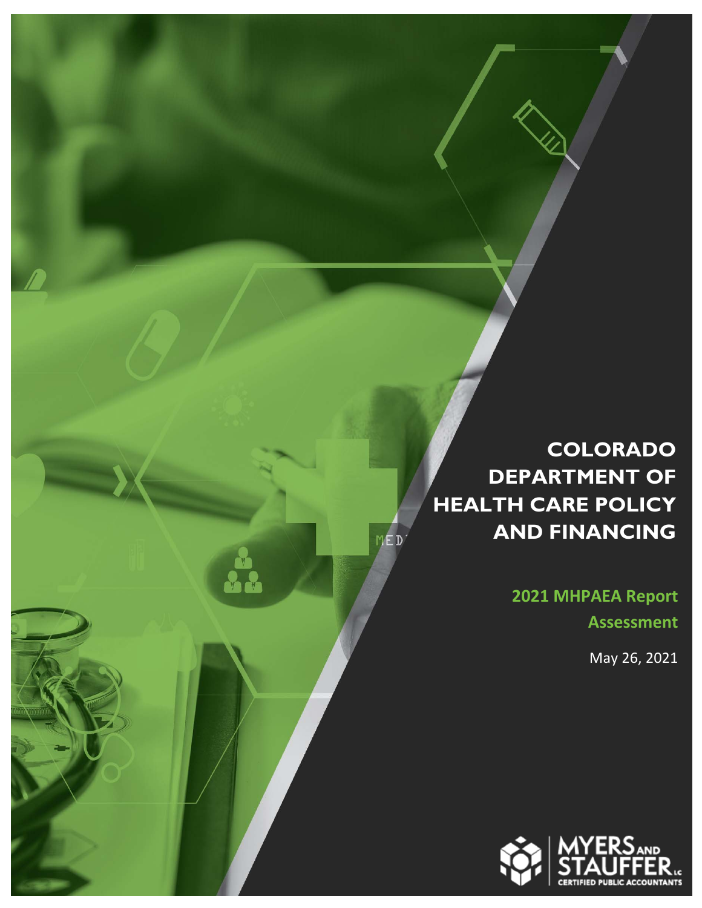# COLORADO DEPARTMENT OF HEALTH CARE POLICY AND FINANCING

## 2021 MHPAEA Report Assessment

May 26, 2021

MYERS AND STAUFFER LC
CERTIFIED PUBLIC ACCOUNTANTS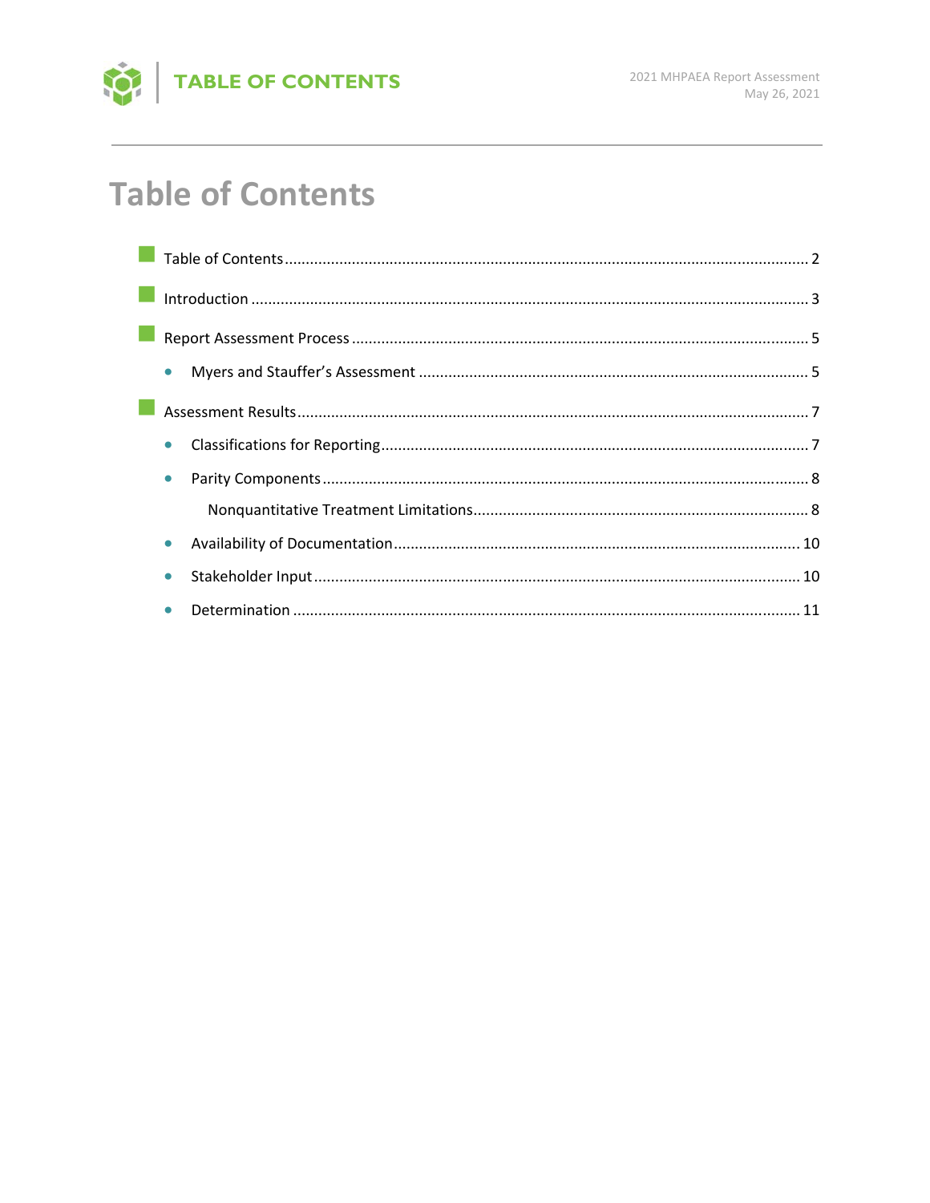# Table of Contents

- Table of Contents .......... 2
- Introduction .......... 3
- Report Assessment Process .......... 5
  - Myers and Stauffer's Assessment .......... 5
- Assessment Results .......... 7
  - Classifications for Reporting .......... 7
  - Parity Components .......... 8
    - Nonquantitative Treatment Limitations .......... 8
  - Availability of Documentation .......... 10
  - Stakeholder Input .......... 10
  - Determination .......... 11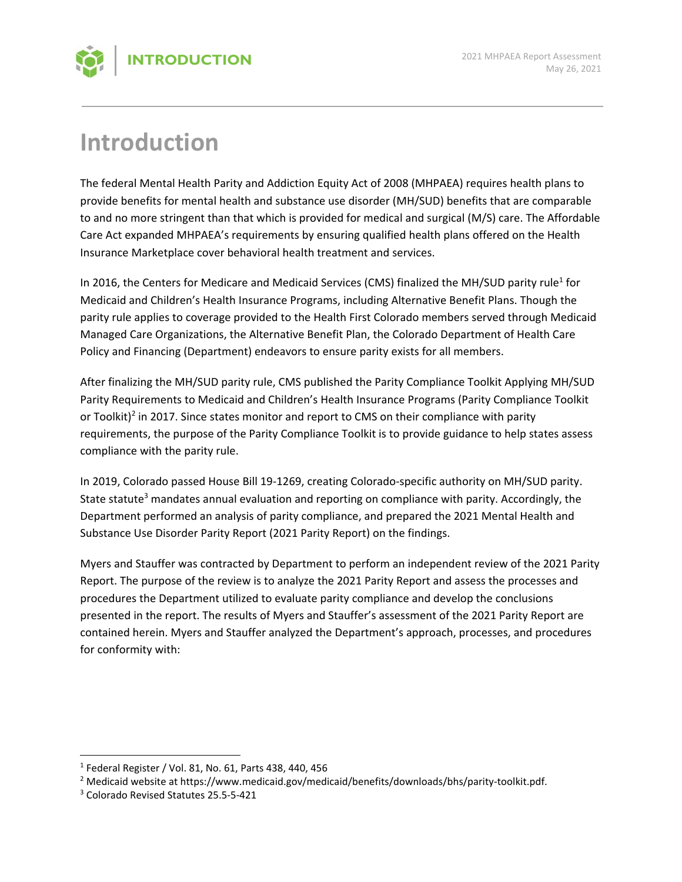# Introduction

The federal Mental Health Parity and Addiction Equity Act of 2008 (MHPAEA) requires health plans to provide benefits for mental health and substance use disorder (MH/SUD) benefits that are comparable to and no more stringent than that which is provided for medical and surgical (M/S) care. The Affordable Care Act expanded MHPAEA's requirements by ensuring qualified health plans offered on the Health Insurance Marketplace cover behavioral health treatment and services.

In 2016, the Centers for Medicare and Medicaid Services (CMS) finalized the MH/SUD parity rule[1] for Medicaid and Children's Health Insurance Programs, including Alternative Benefit Plans. Though the parity rule applies to coverage provided to the Health First Colorado members served through Medicaid Managed Care Organizations, the Alternative Benefit Plan, the Colorado Department of Health Care Policy and Financing (Department) endeavors to ensure parity exists for all members.

After finalizing the MH/SUD parity rule, CMS published the Parity Compliance Toolkit Applying MH/SUD Parity Requirements to Medicaid and Children's Health Insurance Programs (Parity Compliance Toolkit or Toolkit)[2] in 2017. Since states monitor and report to CMS on their compliance with parity requirements, the purpose of the Parity Compliance Toolkit is to provide guidance to help states assess compliance with the parity rule.

In 2019, Colorado passed House Bill 19-1269, creating Colorado-specific authority on MH/SUD parity. State statute[3] mandates annual evaluation and reporting on compliance with parity. Accordingly, the Department performed an analysis of parity compliance, and prepared the 2021 Mental Health and Substance Use Disorder Parity Report (2021 Parity Report) on the findings.

Myers and Stauffer was contracted by Department to perform an independent review of the 2021 Parity Report. The purpose of the review is to analyze the 2021 Parity Report and assess the processes and procedures the Department utilized to evaluate parity compliance and develop the conclusions presented in the report. The results of Myers and Stauffer's assessment of the 2021 Parity Report are contained herein. Myers and Stauffer analyzed the Department's approach, processes, and procedures for conformity with:

---

[1] Federal Register / Vol. 81, No. 61, Parts 438, 440, 456

[2] Medicaid website at https://www.medicaid.gov/medicaid/benefits/downloads/bhs/parity-toolkit.pdf.

[3] Colorado Revised Statutes 25.5-5-421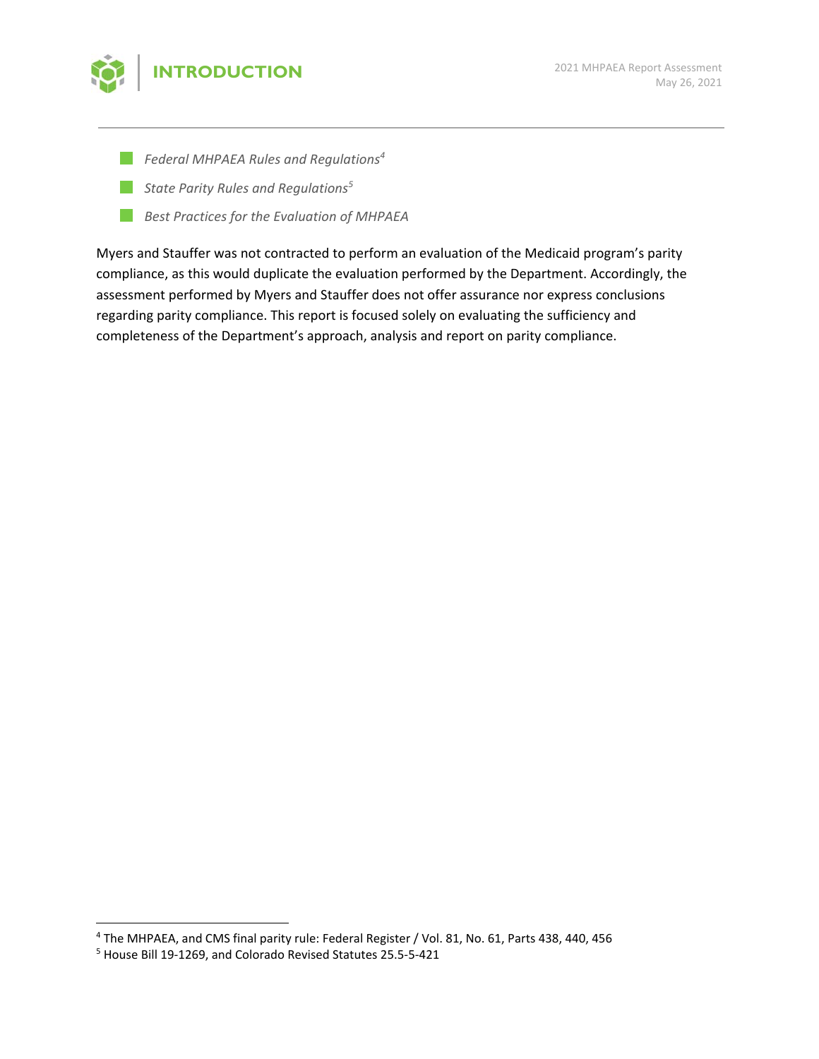- *Federal MHPAEA Rules and Regulations*[4]
- *State Parity Rules and Regulations*[5]
- *Best Practices for the Evaluation of MHPAEA*

Myers and Stauffer was not contracted to perform an evaluation of the Medicaid program's parity compliance, as this would duplicate the evaluation performed by the Department. Accordingly, the assessment performed by Myers and Stauffer does not offer assurance nor express conclusions regarding parity compliance. This report is focused solely on evaluating the sufficiency and completeness of the Department's approach, analysis and report on parity compliance.

---

[4] The MHPAEA, and CMS final parity rule: Federal Register / Vol. 81, No. 61, Parts 438, 440, 456

[5] House Bill 19-1269, and Colorado Revised Statutes 25.5-5-421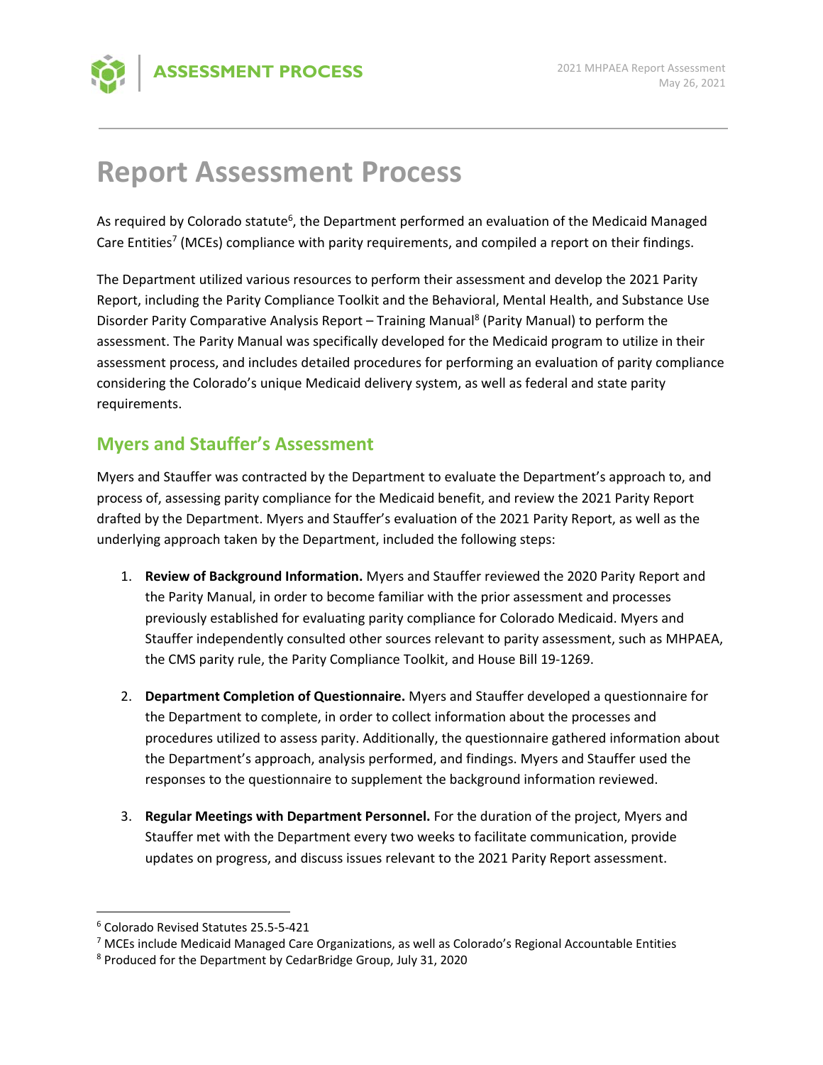# Report Assessment Process

As required by Colorado statute[6], the Department performed an evaluation of the Medicaid Managed Care Entities[7] (MCEs) compliance with parity requirements, and compiled a report on their findings.

The Department utilized various resources to perform their assessment and develop the 2021 Parity Report, including the Parity Compliance Toolkit and the Behavioral, Mental Health, and Substance Use Disorder Parity Comparative Analysis Report – Training Manual[8] (Parity Manual) to perform the assessment. The Parity Manual was specifically developed for the Medicaid program to utilize in their assessment process, and includes detailed procedures for performing an evaluation of parity compliance considering the Colorado's unique Medicaid delivery system, as well as federal and state parity requirements.

## Myers and Stauffer's Assessment

Myers and Stauffer was contracted by the Department to evaluate the Department's approach to, and process of, assessing parity compliance for the Medicaid benefit, and review the 2021 Parity Report drafted by the Department. Myers and Stauffer's evaluation of the 2021 Parity Report, as well as the underlying approach taken by the Department, included the following steps:

1. **Review of Background Information.** Myers and Stauffer reviewed the 2020 Parity Report and the Parity Manual, in order to become familiar with the prior assessment and processes previously established for evaluating parity compliance for Colorado Medicaid. Myers and Stauffer independently consulted other sources relevant to parity assessment, such as MHPAEA, the CMS parity rule, the Parity Compliance Toolkit, and House Bill 19-1269.

2. **Department Completion of Questionnaire.** Myers and Stauffer developed a questionnaire for the Department to complete, in order to collect information about the processes and procedures utilized to assess parity. Additionally, the questionnaire gathered information about the Department's approach, analysis performed, and findings. Myers and Stauffer used the responses to the questionnaire to supplement the background information reviewed.

3. **Regular Meetings with Department Personnel.** For the duration of the project, Myers and Stauffer met with the Department every two weeks to facilitate communication, provide updates on progress, and discuss issues relevant to the 2021 Parity Report assessment.

---

[6] Colorado Revised Statutes 25.5-5-421

[7] MCEs include Medicaid Managed Care Organizations, as well as Colorado's Regional Accountable Entities

[8] Produced for the Department by CedarBridge Group, July 31, 2020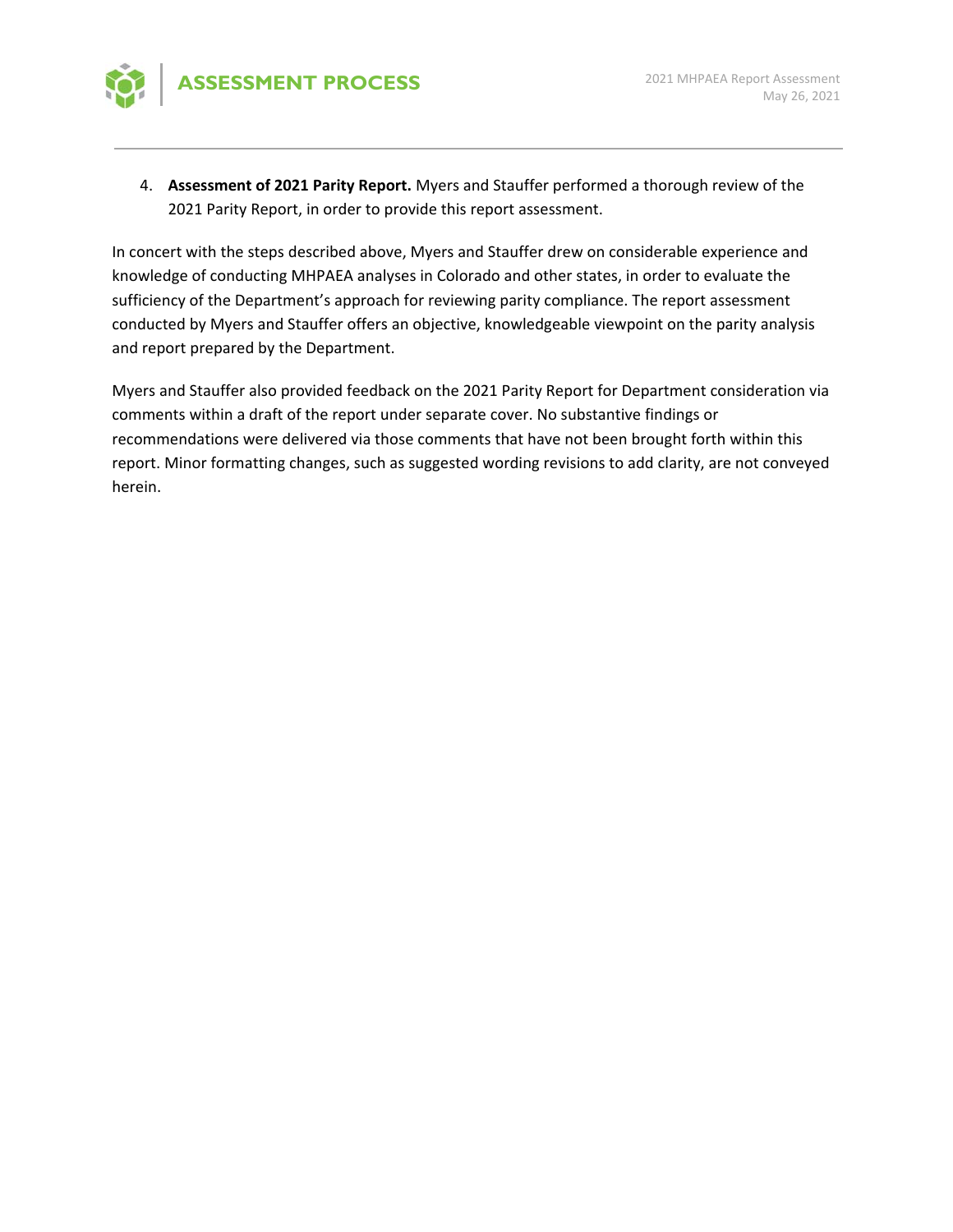4. **Assessment of 2021 Parity Report.** Myers and Stauffer performed a thorough review of the 2021 Parity Report, in order to provide this report assessment.

In concert with the steps described above, Myers and Stauffer drew on considerable experience and knowledge of conducting MHPAEA analyses in Colorado and other states, in order to evaluate the sufficiency of the Department's approach for reviewing parity compliance. The report assessment conducted by Myers and Stauffer offers an objective, knowledgeable viewpoint on the parity analysis and report prepared by the Department.

Myers and Stauffer also provided feedback on the 2021 Parity Report for Department consideration via comments within a draft of the report under separate cover. No substantive findings or recommendations were delivered via those comments that have not been brought forth within this report. Minor formatting changes, such as suggested wording revisions to add clarity, are not conveyed herein.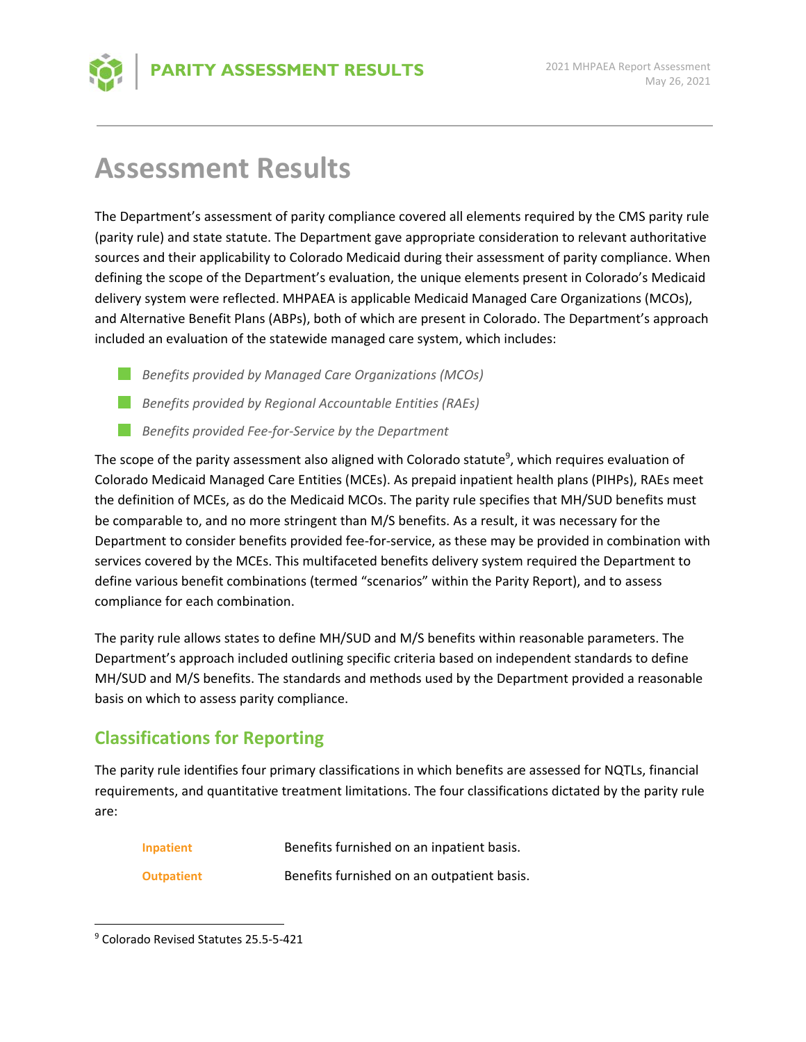# Assessment Results

The Department's assessment of parity compliance covered all elements required by the CMS parity rule (parity rule) and state statute. The Department gave appropriate consideration to relevant authoritative sources and their applicability to Colorado Medicaid during their assessment of parity compliance. When defining the scope of the Department's evaluation, the unique elements present in Colorado's Medicaid delivery system were reflected. MHPAEA is applicable Medicaid Managed Care Organizations (MCOs), and Alternative Benefit Plans (ABPs), both of which are present in Colorado. The Department's approach included an evaluation of the statewide managed care system, which includes:

- *Benefits provided by Managed Care Organizations (MCOs)*
- *Benefits provided by Regional Accountable Entities (RAEs)*
- *Benefits provided Fee-for-Service by the Department*

The scope of the parity assessment also aligned with Colorado statute[9], which requires evaluation of Colorado Medicaid Managed Care Entities (MCEs). As prepaid inpatient health plans (PIHPs), RAEs meet the definition of MCEs, as do the Medicaid MCOs. The parity rule specifies that MH/SUD benefits must be comparable to, and no more stringent than M/S benefits. As a result, it was necessary for the Department to consider benefits provided fee-for-service, as these may be provided in combination with services covered by the MCEs. This multifaceted benefits delivery system required the Department to define various benefit combinations (termed "scenarios" within the Parity Report), and to assess compliance for each combination.

The parity rule allows states to define MH/SUD and M/S benefits within reasonable parameters. The Department's approach included outlining specific criteria based on independent standards to define MH/SUD and M/S benefits. The standards and methods used by the Department provided a reasonable basis on which to assess parity compliance.

## Classifications for Reporting

The parity rule identifies four primary classifications in which benefits are assessed for NQTLs, financial requirements, and quantitative treatment limitations. The four classifications dictated by the parity rule are:

**Inpatient** Benefits furnished on an inpatient basis.

**Outpatient** Benefits furnished on an outpatient basis.

[9] Colorado Revised Statutes 25.5-5-421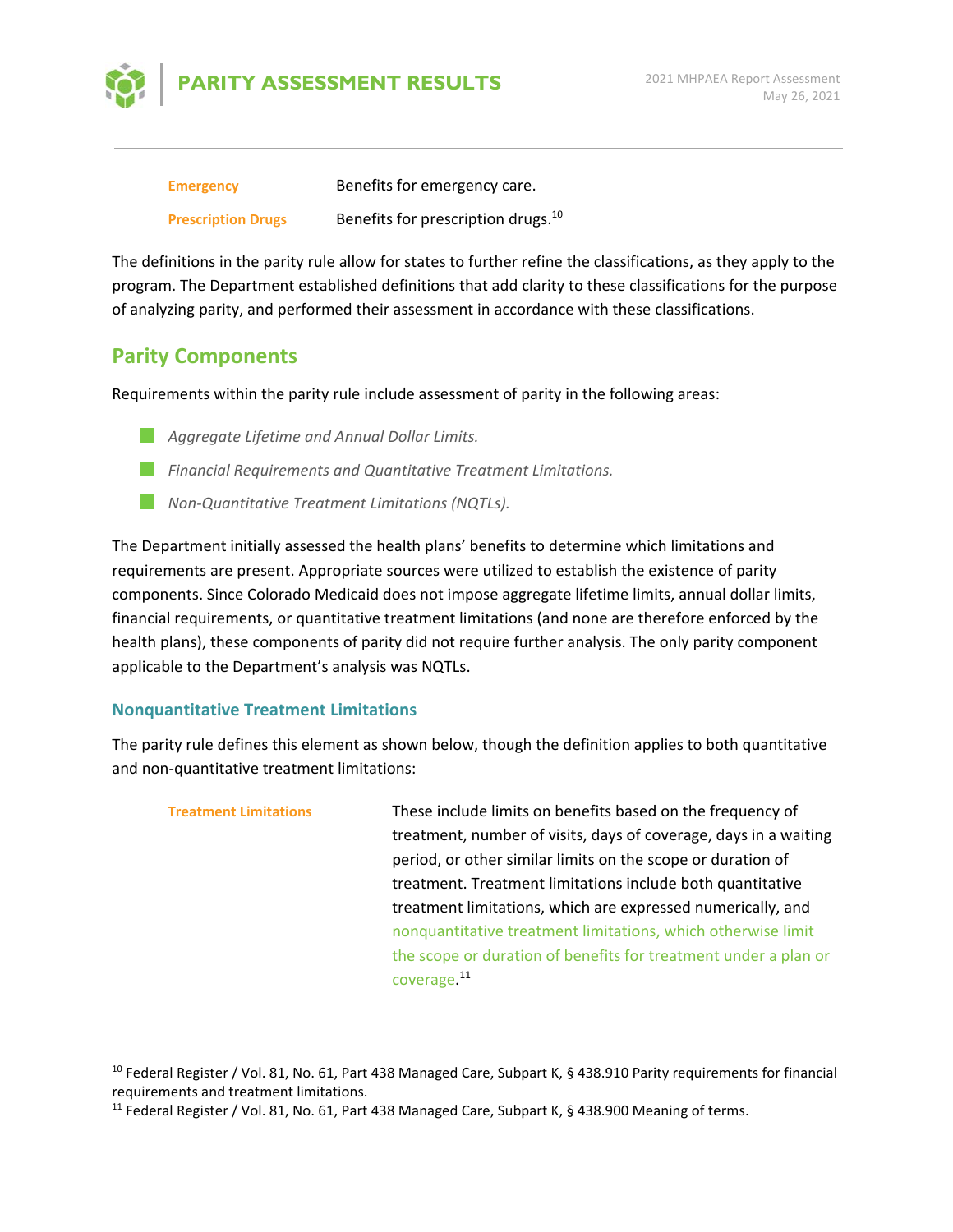| | |
|---|---|
| **Emergency** | Benefits for emergency care. |
| **Prescription Drugs** | Benefits for prescription drugs.[10] |

The definitions in the parity rule allow for states to further refine the classifications, as they apply to the program. The Department established definitions that add clarity to these classifications for the purpose of analyzing parity, and performed their assessment in accordance with these classifications.

## Parity Components

Requirements within the parity rule include assessment of parity in the following areas:

- *Aggregate Lifetime and Annual Dollar Limits.*
- *Financial Requirements and Quantitative Treatment Limitations.*
- *Non-Quantitative Treatment Limitations (NQTLs).*

The Department initially assessed the health plans' benefits to determine which limitations and requirements are present. Appropriate sources were utilized to establish the existence of parity components. Since Colorado Medicaid does not impose aggregate lifetime limits, annual dollar limits, financial requirements, or quantitative treatment limitations (and none are therefore enforced by the health plans), these components of parity did not require further analysis. The only parity component applicable to the Department's analysis was NQTLs.

### Nonquantitative Treatment Limitations

The parity rule defines this element as shown below, though the definition applies to both quantitative and non-quantitative treatment limitations:

| | |
|---|---|
| **Treatment Limitations** | These include limits on benefits based on the frequency of treatment, number of visits, days of coverage, days in a waiting period, or other similar limits on the scope or duration of treatment. Treatment limitations include both quantitative treatment limitations, which are expressed numerically, and nonquantitative treatment limitations, which otherwise limit the scope or duration of benefits for treatment under a plan or coverage.[11] |

---

[10] Federal Register / Vol. 81, No. 61, Part 438 Managed Care, Subpart K, § 438.910 Parity requirements for financial requirements and treatment limitations.

[11] Federal Register / Vol. 81, No. 61, Part 438 Managed Care, Subpart K, § 438.900 Meaning of terms.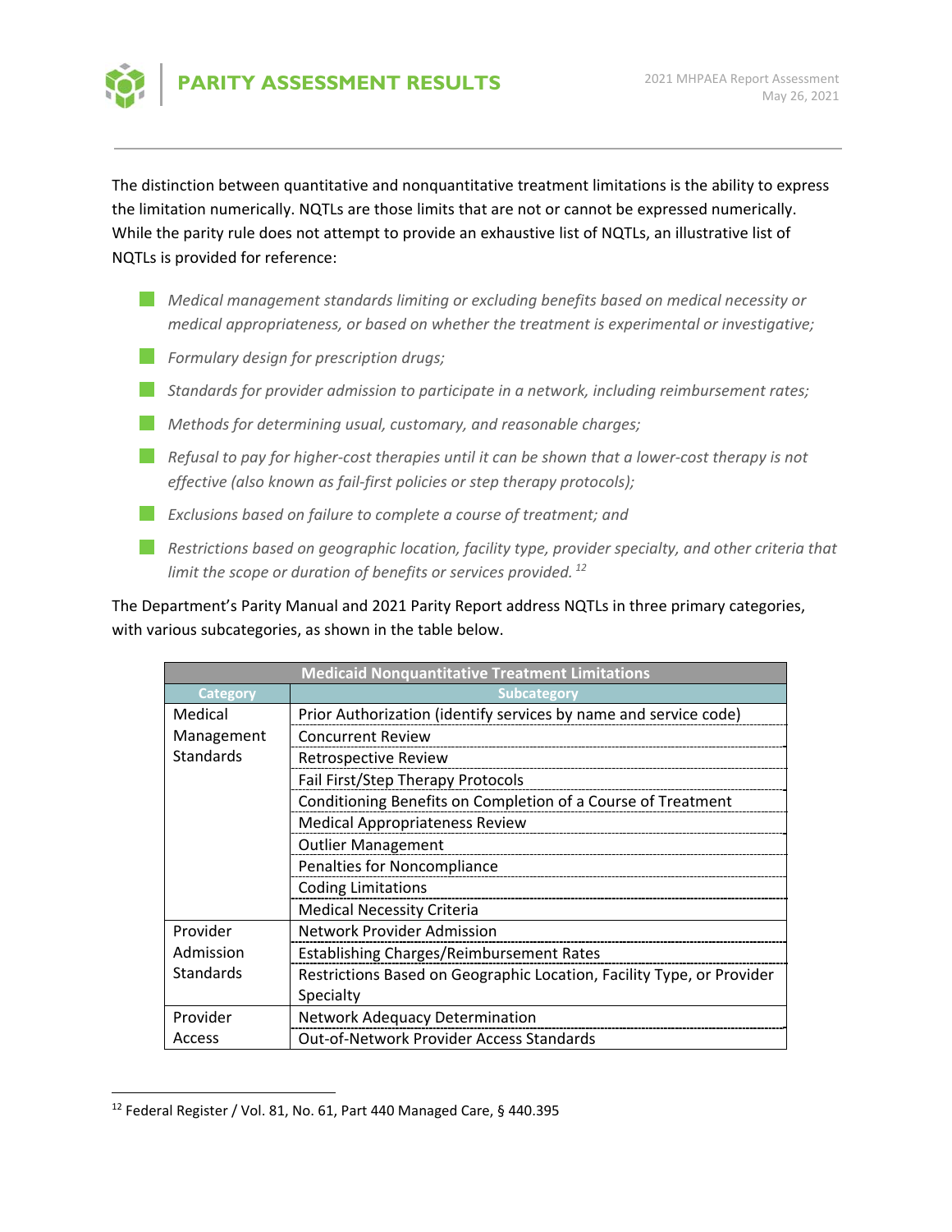The distinction between quantitative and nonquantitative treatment limitations is the ability to express the limitation numerically. NQTLs are those limits that are not or cannot be expressed numerically. While the parity rule does not attempt to provide an exhaustive list of NQTLs, an illustrative list of NQTLs is provided for reference:

- *Medical management standards limiting or excluding benefits based on medical necessity or medical appropriateness, or based on whether the treatment is experimental or investigative;*
- *Formulary design for prescription drugs;*
- *Standards for provider admission to participate in a network, including reimbursement rates;*
- *Methods for determining usual, customary, and reasonable charges;*
- *Refusal to pay for higher-cost therapies until it can be shown that a lower-cost therapy is not effective (also known as fail-first policies or step therapy protocols);*
- *Exclusions based on failure to complete a course of treatment; and*
- *Restrictions based on geographic location, facility type, provider specialty, and other criteria that limit the scope or duration of benefits or services provided.* [12]

The Department's Parity Manual and 2021 Parity Report address NQTLs in three primary categories, with various subcategories, as shown in the table below.

| Medicaid Nonquantitative Treatment Limitations | |
|---|---|
| **Category** | **Subcategory** |
| Medical Management Standards | Prior Authorization (identify services by name and service code) |
| | Concurrent Review |
| | Retrospective Review |
| | Fail First/Step Therapy Protocols |
| | Conditioning Benefits on Completion of a Course of Treatment |
| | Medical Appropriateness Review |
| | Outlier Management |
| | Penalties for Noncompliance |
| | Coding Limitations |
| | Medical Necessity Criteria |
| Provider Admission Standards | Network Provider Admission |
| | Establishing Charges/Reimbursement Rates |
| | Restrictions Based on Geographic Location, Facility Type, or Provider Specialty |
| Provider Access | Network Adequacy Determination |
| | Out-of-Network Provider Access Standards |

[12] Federal Register / Vol. 81, No. 61, Part 440 Managed Care, § 440.395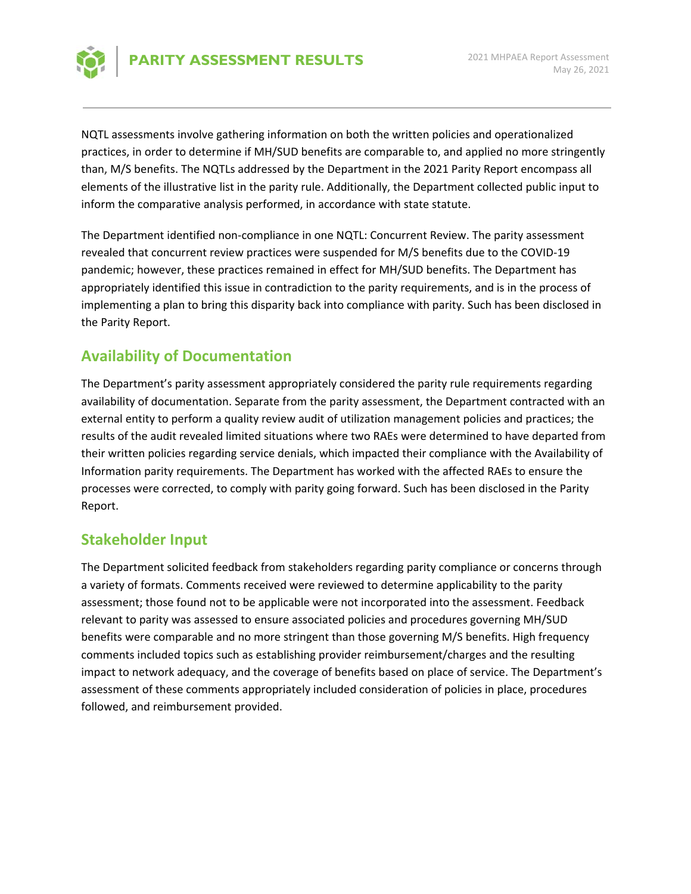NQTL assessments involve gathering information on both the written policies and operationalized practices, in order to determine if MH/SUD benefits are comparable to, and applied no more stringently than, M/S benefits. The NQTLs addressed by the Department in the 2021 Parity Report encompass all elements of the illustrative list in the parity rule. Additionally, the Department collected public input to inform the comparative analysis performed, in accordance with state statute.

The Department identified non-compliance in one NQTL: Concurrent Review. The parity assessment revealed that concurrent review practices were suspended for M/S benefits due to the COVID-19 pandemic; however, these practices remained in effect for MH/SUD benefits. The Department has appropriately identified this issue in contradiction to the parity requirements, and is in the process of implementing a plan to bring this disparity back into compliance with parity. Such has been disclosed in the Parity Report.

## Availability of Documentation

The Department's parity assessment appropriately considered the parity rule requirements regarding availability of documentation. Separate from the parity assessment, the Department contracted with an external entity to perform a quality review audit of utilization management policies and practices; the results of the audit revealed limited situations where two RAEs were determined to have departed from their written policies regarding service denials, which impacted their compliance with the Availability of Information parity requirements. The Department has worked with the affected RAEs to ensure the processes were corrected, to comply with parity going forward. Such has been disclosed in the Parity Report.

## Stakeholder Input

The Department solicited feedback from stakeholders regarding parity compliance or concerns through a variety of formats. Comments received were reviewed to determine applicability to the parity assessment; those found not to be applicable were not incorporated into the assessment. Feedback relevant to parity was assessed to ensure associated policies and procedures governing MH/SUD benefits were comparable and no more stringent than those governing M/S benefits. High frequency comments included topics such as establishing provider reimbursement/charges and the resulting impact to network adequacy, and the coverage of benefits based on place of service. The Department's assessment of these comments appropriately included consideration of policies in place, procedures followed, and reimbursement provided.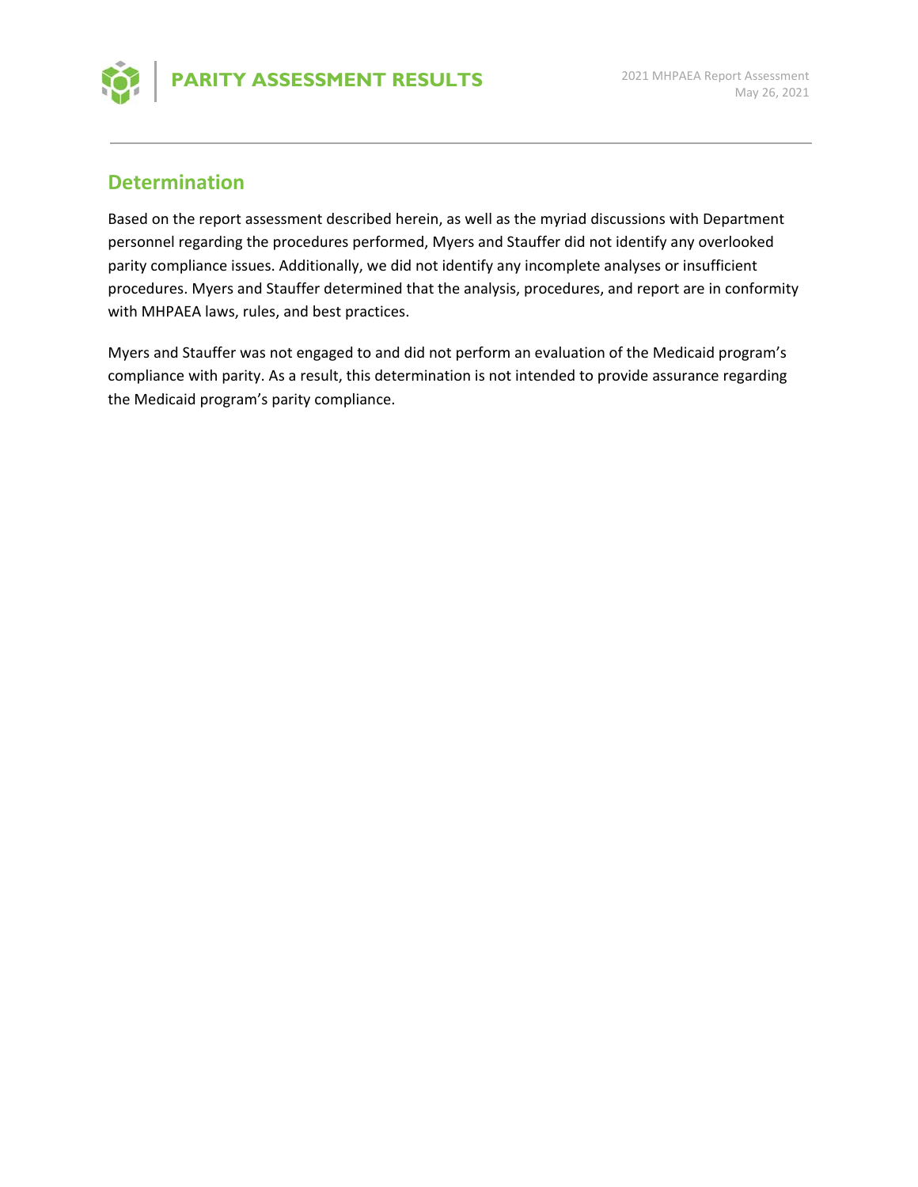## Determination

Based on the report assessment described herein, as well as the myriad discussions with Department personnel regarding the procedures performed, Myers and Stauffer did not identify any overlooked parity compliance issues. Additionally, we did not identify any incomplete analyses or insufficient procedures. Myers and Stauffer determined that the analysis, procedures, and report are in conformity with MHPAEA laws, rules, and best practices.

Myers and Stauffer was not engaged to and did not perform an evaluation of the Medicaid program's compliance with parity. As a result, this determination is not intended to provide assurance regarding the Medicaid program's parity compliance.